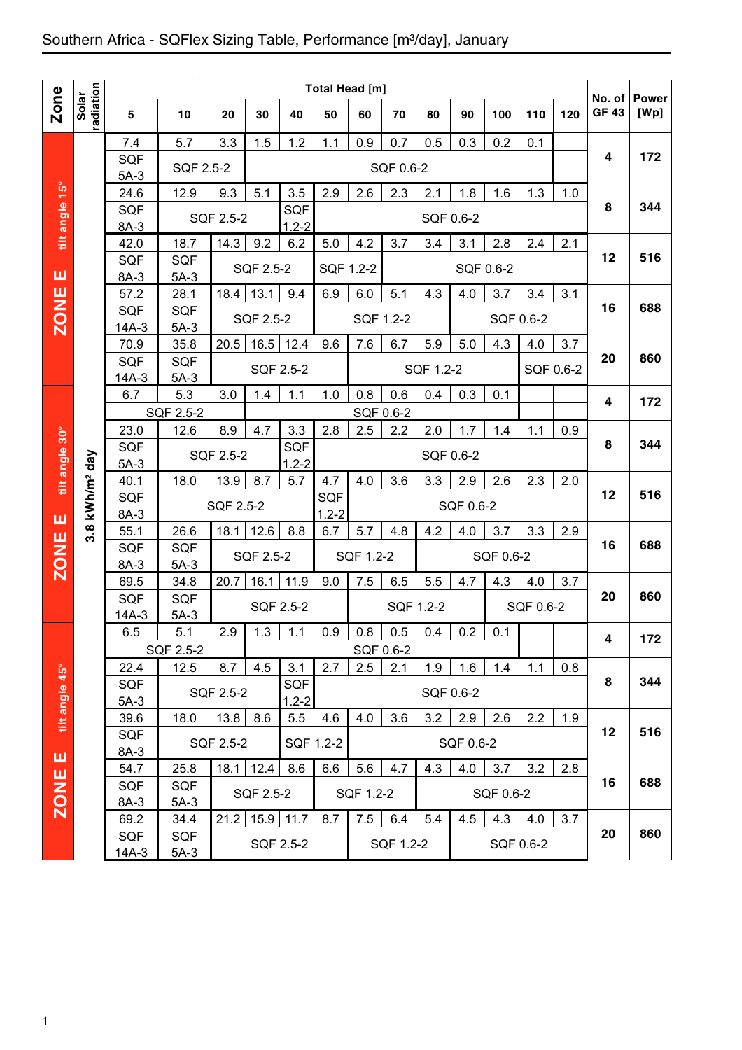# Southern Africa - SQFlex Sizing Table, Performance [m³/day], January

| Zone | Solar radiation | Total Head [m] 5 | 10 | 20 | 30 | 40 | 50 | 60 | 70 | 80 | 90 | 100 | 110 | 120 | No. of GF 43 | Power [Wp] |
|---|---|---|---|---|---|---|---|---|---|---|---|---|---|---|---|---|
| ZONE E tilt angle 15° | 3.8 kWh/m² day | 7.4 | 5.7 | 3.3 | 1.5 | 1.2 | 1.1 | 0.9 | 0.7 | 0.5 | 0.3 | 0.2 | 0.1 | | 4 | 172 |
| | | SQF 5A-3 | SQF 2.5-2 | | SQF 0.6-2 | | | | | | | | | | | |
| | | 24.6 | 12.9 | 9.3 | 5.1 | 3.5 | 2.9 | 2.6 | 2.3 | 2.1 | 1.8 | 1.6 | 1.3 | 1.0 | 8 | 344 |
| | | SQF 8A-3 | SQF 2.5-2 | | | SQF 1.2-2 | SQF 0.6-2 | | | | | | | | | |
| | | 42.0 | 18.7 | 14.3 | 9.2 | 6.2 | 5.0 | 4.2 | 3.7 | 3.4 | 3.1 | 2.8 | 2.4 | 2.1 | 12 | 516 |
| | | SQF 8A-3 | SQF 5A-3 | SQF 2.5-2 | | | SQF 1.2-2 | | SQF 0.6-2 | | | | | | | |
| | | 57.2 | 28.1 | 18.4 | 13.1 | 9.4 | 6.9 | 6.0 | 5.1 | 4.3 | 4.0 | 3.7 | 3.4 | 3.1 | 16 | 688 |
| | | SQF 14A-3 | SQF 5A-3 | SQF 2.5-2 | | | SQF 1.2-2 | | | | SQF 0.6-2 | | | | | |
| | | 70.9 | 35.8 | 20.5 | 16.5 | 12.4 | 9.6 | 7.6 | 6.7 | 5.9 | 5.0 | 4.3 | 4.0 | 3.7 | 20 | 860 |
| | | SQF 14A-3 | SQF 5A-3 | SQF 2.5-2 | | | | SQF 1.2-2 | | | | | SQF 0.6-2 | | | |
| ZONE E tilt angle 30° | 3.8 kWh/m² day | 6.7 | 5.3 | 3.0 | 1.4 | 1.1 | 1.0 | 0.8 | 0.6 | 0.4 | 0.3 | 0.1 | | | 4 | 172 |
| | | SQF 2.5-2 | | | SQF 0.6-2 | | | | | | | | | | | |
| | | 23.0 | 12.6 | 8.9 | 4.7 | 3.3 | 2.8 | 2.5 | 2.2 | 2.0 | 1.7 | 1.4 | 1.1 | 0.9 | 8 | 344 |
| | | SQF 5A-3 | SQF 2.5-2 | | | SQF 1.2-2 | SQF 0.6-2 | | | | | | | | | |
| | | 40.1 | 18.0 | 13.9 | 8.7 | 5.7 | 4.7 | 4.0 | 3.6 | 3.3 | 2.9 | 2.6 | 2.3 | 2.0 | 12 | 516 |
| | | SQF 8A-3 | SQF 2.5-2 | | | | SQF 1.2-2 | SQF 0.6-2 | | | | | | | | |
| | | 55.1 | 26.6 | 18.1 | 12.6 | 8.8 | 6.7 | 5.7 | 4.8 | 4.2 | 4.0 | 3.7 | 3.3 | 2.9 | 16 | 688 |
| | | SQF 8A-3 | SQF 5A-3 | SQF 2.5-2 | | | SQF 1.2-2 | | | SQF 0.6-2 | | | | | | |
| | | 69.5 | 34.8 | 20.7 | 16.1 | 11.9 | 9.0 | 7.5 | 6.5 | 5.5 | 4.7 | 4.3 | 4.0 | 3.7 | 20 | 860 |
| | | SQF 14A-3 | SQF 5A-3 | SQF 2.5-2 | | | | SQF 1.2-2 | | | | SQF 0.6-2 | | | | |
| ZONE E tilt angle 45° | 3.8 kWh/m² day | 6.5 | 5.1 | 2.9 | 1.3 | 1.1 | 0.9 | 0.8 | 0.5 | 0.4 | 0.2 | 0.1 | | | 4 | 172 |
| | | SQF 2.5-2 | | | SQF 0.6-2 | | | | | | | | | | | |
| | | 22.4 | 12.5 | 8.7 | 4.5 | 3.1 | 2.7 | 2.5 | 2.1 | 1.9 | 1.6 | 1.4 | 1.1 | 0.8 | 8 | 344 |
| | | SQF 5A-3 | SQF 2.5-2 | | | SQF 1.2-2 | SQF 0.6-2 | | | | | | | | | |
| | | 39.6 | 18.0 | 13.8 | 8.6 | 5.5 | 4.6 | 4.0 | 3.6 | 3.2 | 2.9 | 2.6 | 2.2 | 1.9 | 12 | 516 |
| | | SQF 8A-3 | SQF 2.5-2 | | | SQF 1.2-2 | | SQF 0.6-2 | | | | | | | | |
| | | 54.7 | 25.8 | 18.1 | 12.4 | 8.6 | 6.6 | 5.6 | 4.7 | 4.3 | 4.0 | 3.7 | 3.2 | 2.8 | 16 | 688 |
| | | SQF 8A-3 | SQF 5A-3 | SQF 2.5-2 | | | SQF 1.2-2 | | | SQF 0.6-2 | | | | | | |
| | | 69.2 | 34.4 | 21.2 | 15.9 | 11.7 | 8.7 | 7.5 | 6.4 | 5.4 | 4.5 | 4.3 | 4.0 | 3.7 | 20 | 860 |
| | | SQF 14A-3 | SQF 5A-3 | SQF 2.5-2 | | | | SQF 1.2-2 | | | SQF 0.6-2 | | | | | |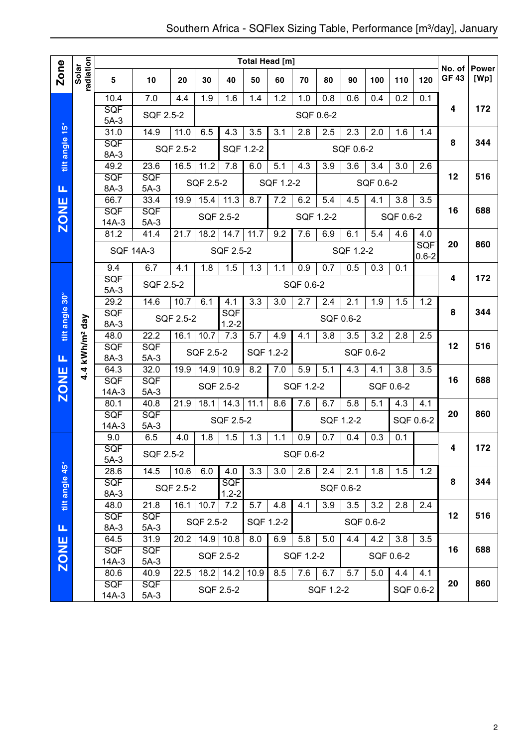# Southern Africa - SQFlex Sizing Table, Performance [m³/day], January

| Zone | Solar radiation | Total Head [m] | | | | | | | | | | | | | No. of GF 43 | Power [Wp] |
|---|---|---|---|---|---|---|---|---|---|---|---|---|---|---|---|---|
| | | 5 | 10 | 20 | 30 | 40 | 50 | 60 | 70 | 80 | 90 | 100 | 110 | 120 | | |
| ZONE F tilt angle 15° | 4.4 kWh/m² day | 10.4 | 7.0 | 4.4 | 1.9 | 1.6 | 1.4 | 1.2 | 1.0 | 0.8 | 0.6 | 0.4 | 0.2 | 0.1 | 4 | 172 |
| | | SQF 5A-3 | SQF 2.5-2 | | SQF 0.6-2 | | | | | | | | | | | |
| | | 31.0 | 14.9 | 11.0 | 6.5 | 4.3 | 3.5 | 3.1 | 2.8 | 2.5 | 2.3 | 2.0 | 1.6 | 1.4 | 8 | 344 |
| | | SQF 8A-3 | SQF 2.5-2 | | | SQF 1.2-2 | | SQF 0.6-2 | | | | | | | | |
| | | 49.2 | 23.6 | 16.5 | 11.2 | 7.8 | 6.0 | 5.1 | 4.3 | 3.9 | 3.6 | 3.4 | 3.0 | 2.6 | 12 | 516 |
| | | SQF 8A-3 | SQF 5A-3 | SQF 2.5-2 | | | SQF 1.2-2 | | | SQF 0.6-2 | | | | | | |
| | | 66.7 | 33.4 | 19.9 | 15.4 | 11.3 | 8.7 | 7.2 | 6.2 | 5.4 | 4.5 | 4.1 | 3.8 | 3.5 | 16 | 688 |
| | | SQF 14A-3 | SQF 5A-3 | SQF 2.5-2 | | | | SQF 1.2-2 | | | | SQF 0.6-2 | | | | |
| | | 81.2 | 41.4 | 21.7 | 18.2 | 14.7 | 11.7 | 9.2 | 7.6 | 6.9 | 6.1 | 5.4 | 4.6 | 4.0 | 20 | 860 |
| | | SQF 14A-3 | | SQF 2.5-2 | | | | | SQF 1.2-2 | | | | | SQF 0.6-2 | | |
| ZONE F tilt angle 30° | 4.4 kWh/m² day | 9.4 | 6.7 | 4.1 | 1.8 | 1.5 | 1.3 | 1.1 | 0.9 | 0.7 | 0.5 | 0.3 | 0.1 | | 4 | 172 |
| | | SQF 5A-3 | SQF 2.5-2 | | SQF 0.6-2 | | | | | | | | | | | |
| | | 29.2 | 14.6 | 10.7 | 6.1 | 4.1 | 3.3 | 3.0 | 2.7 | 2.4 | 2.1 | 1.9 | 1.5 | 1.2 | 8 | 344 |
| | | SQF 8A-3 | SQF 2.5-2 | | | SQF | SQF 0.6-2 | | | | | | | | | |
| | | 48.0 | 22.2 | 16.1 | 10.7 | 7.3 | 5.7 | 4.9 | 4.1 | 3.8 | 3.5 | 3.2 | 2.8 | 2.5 | 12 | 516 |
| | | SQF 8A-3 | SQF 5A-3 | SQF 2.5-2 | | | SQF 1.2-2 | | SQF 0.6-2 | | | | | | | |
| | | 64.3 | 32.0 | 19.9 | 14.9 | 10.9 | 8.2 | 7.0 | 5.9 | 5.1 | 4.3 | 4.1 | 3.8 | 3.5 | 16 | 688 |
| | | SQF 14A-3 | SQF 5A-3 | SQF 2.5-2 | | | | SQF 1.2-2 | | | SQF 0.6-2 | | | | | |
| | | 80.1 | 40.8 | 21.9 | 18.1 | 14.3 | 11.1 | 8.6 | 7.6 | 6.7 | 5.8 | 5.1 | 4.3 | 4.1 | 20 | 860 |
| | | SQF 14A-3 | SQF 5A-3 | SQF 2.5-2 | | | | | SQF 1.2-2 | | | | SQF 0.6-2 | | | |
| ZONE F tilt angle 45° | 4.4 kWh/m² day | 9.0 | 6.5 | 4.0 | 1.8 | 1.5 | 1.3 | 1.1 | 0.9 | 0.7 | 0.4 | 0.3 | 0.1 | | 4 | 172 |
| | | SQF 5A-3 | SQF 2.5-2 | | SQF 0.6-2 | | | | | | | | | | | |
| | | 28.6 | 14.5 | 10.6 | 6.0 | 4.0 | 3.3 | 3.0 | 2.6 | 2.4 | 2.1 | 1.8 | 1.5 | 1.2 | 8 | 344 |
| | | SQF 8A-3 | SQF 2.5-2 | | | SQF 1.2-2 | SQF 0.6-2 | | | | | | | | | |
| | | 48.0 | 21.8 | 16.1 | 10.7 | 7.2 | 5.7 | 4.8 | 4.1 | 3.9 | 3.5 | 3.2 | 2.8 | 2.4 | 12 | 516 |
| | | SQF 8A-3 | SQF 5A-3 | SQF 2.5-2 | | | SQF 1.2-2 | | SQF 0.6-2 | | | | | | | |
| | | 64.5 | 31.9 | 20.2 | 14.9 | 10.8 | 8.0 | 6.9 | 5.8 | 5.0 | 4.4 | 4.2 | 3.8 | 3.5 | 16 | 688 |
| | | SQF 14A-3 | SQF 5A-3 | SQF 2.5-2 | | | | SQF 1.2-2 | | | SQF 0.6-2 | | | | | |
| | | 80.6 | 40.9 | 22.5 | 18.2 | 14.2 | 10.9 | 8.5 | 7.6 | 6.7 | 5.7 | 5.0 | 4.4 | 4.1 | 20 | 860 |
| | | SQF 14A-3 | SQF 5A-3 | SQF 2.5-2 | | | | SQF 1.2-2 | | | | | SQF 0.6-2 | | | |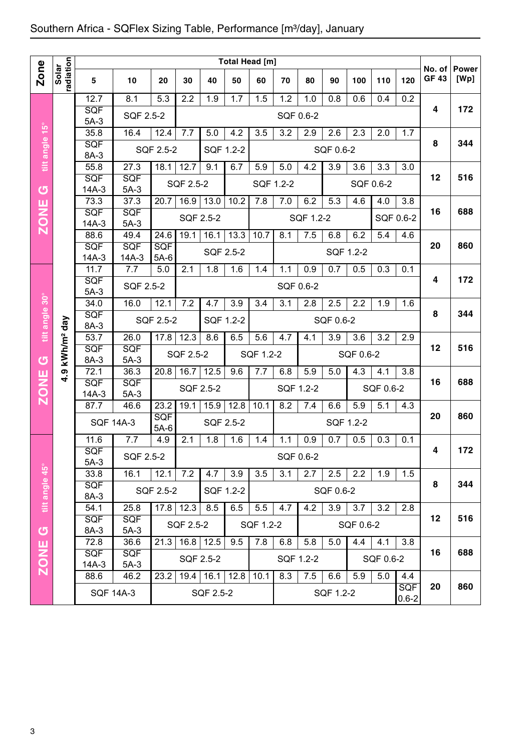# Southern Africa - SQFlex Sizing Table, Performance [m³/day], January

| Zone | Solar radiation | 5 | 10 | 20 | 30 | 40 | 50 | 60 | 70 | 80 | 90 | 100 | 110 | 120 | No. of GF 43 | Power [Wp] |
|---|---|---|---|---|---|---|---|---|---|---|---|---|---|---|---|---|
| | | **Total Head [m]** | | | | | | | | | | | | | | |
| ZONE G tilt angle 15° | 4.9 kWh/m² day | 12.7 | 8.1 | 5.3 | 2.2 | 1.9 | 1.7 | 1.5 | 1.2 | 1.0 | 0.8 | 0.6 | 0.4 | 0.2 | 4 | 172 |
| | | SQF 5A-3 | SQF 2.5-2 | | SQF 0.6-2 | | | | | | | | | | | |
| | | 35.8 | 16.4 | 12.4 | 7.7 | 5.0 | 4.2 | 3.5 | 3.2 | 2.9 | 2.6 | 2.3 | 2.0 | 1.7 | 8 | 344 |
| | | SQF 8A-3 | SQF 2.5-2 | | | SQF 1.2-2 | | SQF 0.6-2 | | | | | | | | |
| | | 55.8 | 27.3 | 18.1 | 12.7 | 9.1 | 6.7 | 5.9 | 5.0 | 4.2 | 3.9 | 3.6 | 3.3 | 3.0 | 12 | 516 |
| | | SQF 14A-3 | SQF 5A-3 | SQF 2.5-2 | | | SQF 1.2-2 | | | | SQF 0.6-2 | | | | | |
| | | 73.3 | 37.3 | 20.7 | 16.9 | 13.0 | 10.2 | 7.8 | 7.0 | 6.2 | 5.3 | 4.6 | 4.0 | 3.8 | 16 | 688 |
| | | SQF 14A-3 | SQF 5A-3 | SQF 2.5-2 | | | | SQF 1.2-2 | | | | | SQF 0.6-2 | | | |
| | | 88.6 | 49.4 | 24.6 | 19.1 | 16.1 | 13.3 | 10.7 | 8.1 | 7.5 | 6.8 | 6.2 | 5.4 | 4.6 | 20 | 860 |
| | | SQF 14A-3 | SQF 14A-3 | SQF 5A-6 | SQF 2.5-2 | | | | SQF 1.2-2 | | | | | | | |
| ZONE G tilt angle 30° | 4.9 kWh/m² day | 11.7 | 7.7 | 5.0 | 2.1 | 1.8 | 1.6 | 1.4 | 1.1 | 0.9 | 0.7 | 0.5 | 0.3 | 0.1 | 4 | 172 |
| | | SQF 5A-3 | SQF 2.5-2 | | SQF 0.6-2 | | | | | | | | | | | |
| | | 34.0 | 16.0 | 12.1 | 7.2 | 4.7 | 3.9 | 3.4 | 3.1 | 2.8 | 2.5 | 2.2 | 1.9 | 1.6 | 8 | 344 |
| | | SQF 8A-3 | SQF 2.5-2 | | | SQF 1.2-2 | | SQF 0.6-2 | | | | | | | | |
| | | 53.7 | 26.0 | 17.8 | 12.3 | 8.6 | 6.5 | 5.6 | 4.7 | 4.1 | 3.9 | 3.6 | 3.2 | 2.9 | 12 | 516 |
| | | SQF 8A-3 | SQF 5A-3 | SQF 2.5-2 | | | SQF 1.2-2 | | | SQF 0.6-2 | | | | | | |
| | | 72.1 | 36.3 | 20.8 | 16.7 | 12.5 | 9.6 | 7.7 | 6.8 | 5.9 | 5.0 | 4.3 | 4.1 | 3.8 | 16 | 688 |
| | | SQF 14A-3 | SQF 5A-3 | SQF 2.5-2 | | | | SQF 1.2-2 | | | | SQF 0.6-2 | | | | |
| | | 87.7 | 46.6 | 23.2 | 19.1 | 15.9 | 12.8 | 10.1 | 8.2 | 7.4 | 6.6 | 5.9 | 5.1 | 4.3 | 20 | 860 |
| | | SQF 14A-3 | | SQF 5A-6 | SQF 2.5-2 | | | | SQF 1.2-2 | | | | | | | |
| ZONE G tilt angle 45° | 4.9 kWh/m² day | 11.6 | 7.7 | 4.9 | 2.1 | 1.8 | 1.6 | 1.4 | 1.1 | 0.9 | 0.7 | 0.5 | 0.3 | 0.1 | 4 | 172 |
| | | SQF 5A-3 | SQF 2.5-2 | | SQF 0.6-2 | | | | | | | | | | | |
| | | 33.8 | 16.1 | 12.1 | 7.2 | 4.7 | 3.9 | 3.5 | 3.1 | 2.7 | 2.5 | 2.2 | 1.9 | 1.5 | 8 | 344 |
| | | SQF 8A-3 | SQF 2.5-2 | | | SQF 1.2-2 | | SQF 0.6-2 | | | | | | | | |
| | | 54.1 | 25.8 | 17.8 | 12.3 | 8.5 | 6.5 | 5.5 | 4.7 | 4.2 | 3.9 | 3.7 | 3.2 | 2.8 | 12 | 516 |
| | | SQF 8A-3 | SQF 5A-3 | SQF 2.5-2 | | | SQF 1.2-2 | | | SQF 0.6-2 | | | | | | |
| | | 72.8 | 36.6 | 21.3 | 16.8 | 12.5 | 9.5 | 7.8 | 6.8 | 5.8 | 5.0 | 4.4 | 4.1 | 3.8 | 16 | 688 |
| | | SQF 14A-3 | SQF 5A-3 | SQF 2.5-2 | | | | SQF 1.2-2 | | | | SQF 0.6-2 | | | | |
| | | 88.6 | 46.2 | 23.2 | 19.4 | 16.1 | 12.8 | 10.1 | 8.3 | 7.5 | 6.6 | 5.9 | 5.0 | 4.4 | 20 | 860 |
| | | SQF 14A-3 | | SQF 2.5-2 | | | | | SQF 1.2-2 | | | | | SQF 0.6-2 | | |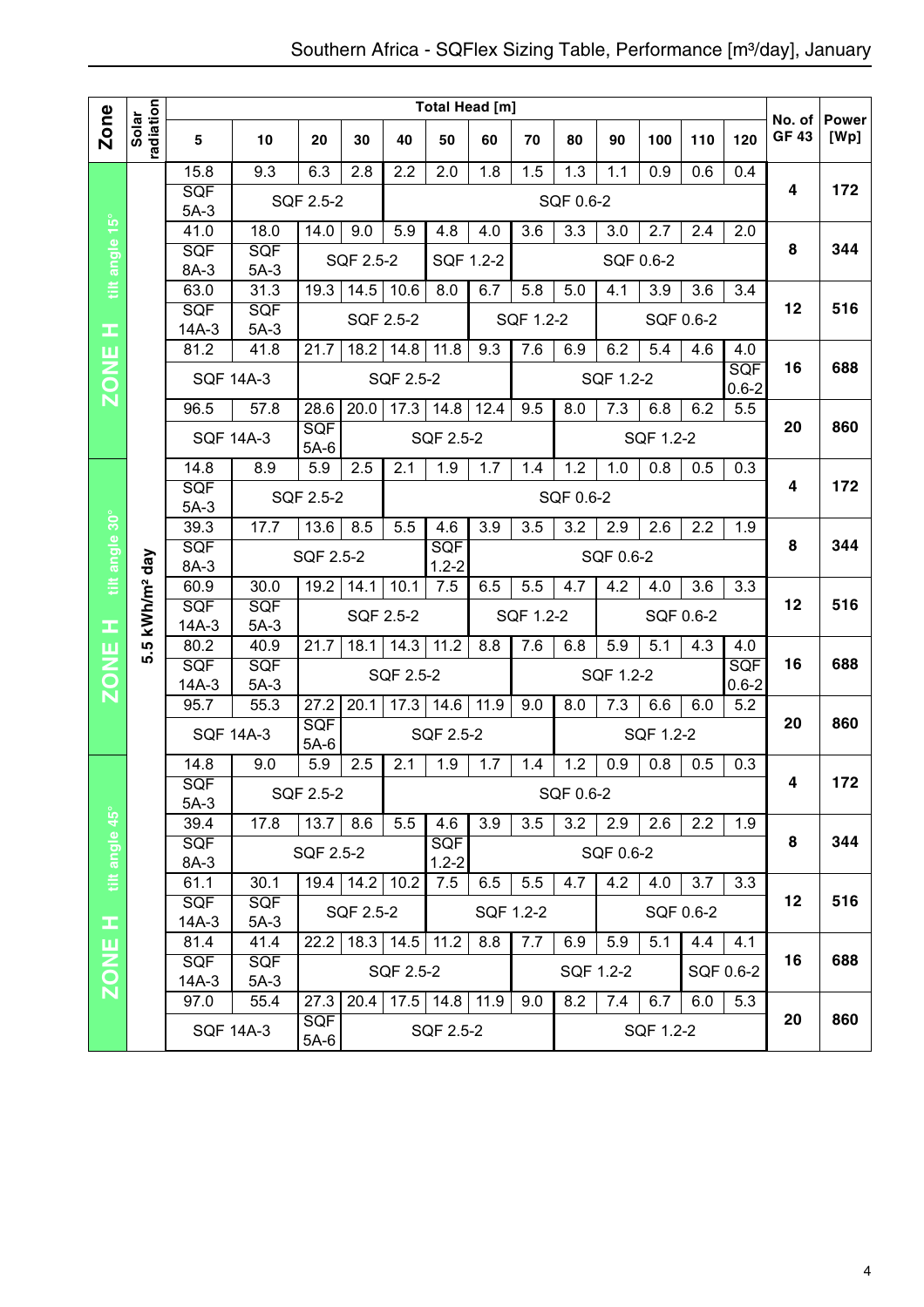# Southern Africa - SQFlex Sizing Table, Performance [m³/day], January

| Zone | Solar radiation | Total Head [m] 5 | 10 | 20 | 30 | 40 | 50 | 60 | 70 | 80 | 90 | 100 | 110 | 120 | No. of GF 43 | Power [Wp] |
|---|---|---|---|---|---|---|---|---|---|---|---|---|---|---|---|---|
| ZONE H tilt angle 15° | 5.5 kWh/m² day | 15.8 | 9.3 | 6.3 | 2.8 | 2.2 | 2.0 | 1.8 | 1.5 | 1.3 | 1.1 | 0.9 | 0.6 | 0.4 | 4 | 172 |
| | | SQF 5A-3 | SQF 2.5-2 | | | SQF 0.6-2 | | | | | | | | | | |
| | | 41.0 | 18.0 | 14.0 | 9.0 | 5.9 | 4.8 | 4.0 | 3.6 | 3.3 | 3.0 | 2.7 | 2.4 | 2.0 | 8 | 344 |
| | | SQF 8A-3 | SQF 5A-3 | SQF 2.5-2 | | | SQF 1.2-2 | | SQF 0.6-2 | | | | | | | |
| | | 63.0 | 31.3 | 19.3 | 14.5 | 10.6 | 8.0 | 6.7 | 5.8 | 5.0 | 4.1 | 3.9 | 3.6 | 3.4 | 12 | 516 |
| | | SQF 14A-3 | SQF 5A-3 | SQF 2.5-2 | | | | SQF 1.2-2 | | | SQF 0.6-2 | | | | | |
| | | 81.2 | 41.8 | 21.7 | 18.2 | 14.8 | 11.8 | 9.3 | 7.6 | 6.9 | 6.2 | 5.4 | 4.6 | 4.0 | 16 | 688 |
| | | SQF 14A-3 | | SQF 2.5-2 | | | | | SQF 1.2-2 | | | | | SQF 0.6-2 | | |
| | | 96.5 | 57.8 | 28.6 | 20.0 | 17.3 | 14.8 | 12.4 | 9.5 | 8.0 | 7.3 | 6.8 | 6.2 | 5.5 | 20 | 860 |
| | | SQF 14A-3 | | SQF 5A-6 | SQF 2.5-2 | | | | | SQF 1.2-2 | | | | | | |
| ZONE H tilt angle 30° | 5.5 kWh/m² day | 14.8 | 8.9 | 5.9 | 2.5 | 2.1 | 1.9 | 1.7 | 1.4 | 1.2 | 1.0 | 0.8 | 0.5 | 0.3 | 4 | 172 |
| | | SQF 5A-3 | SQF 2.5-2 | | | SQF 0.6-2 | | | | | | | | | | |
| | | 39.3 | 17.7 | 13.6 | 8.5 | 5.5 | 4.6 | 3.9 | 3.5 | 3.2 | 2.9 | 2.6 | 2.2 | 1.9 | 8 | 344 |
| | | SQF 8A-3 | SQF 2.5-2 | | | | SQF 1.2-2 | SQF 0.6-2 | | | | | | | | |
| | | 60.9 | 30.0 | 19.2 | 14.1 | 10.1 | 7.5 | 6.5 | 5.5 | 4.7 | 4.2 | 4.0 | 3.6 | 3.3 | 12 | 516 |
| | | SQF 14A-3 | SQF 5A-3 | SQF 2.5-2 | | | | SQF 1.2-2 | | | SQF 0.6-2 | | | | | |
| | | 80.2 | 40.9 | 21.7 | 18.1 | 14.3 | 11.2 | 8.8 | 7.6 | 6.8 | 5.9 | 5.1 | 4.3 | 4.0 | 16 | 688 |
| | | SQF 14A-3 | SQF 5A-3 | SQF 2.5-2 | | | | | SQF 1.2-2 | | | | | SQF 0.6-2 | | |
| | | 95.7 | 55.3 | 27.2 | 20.1 | 17.3 | 14.6 | 11.9 | 9.0 | 8.0 | 7.3 | 6.6 | 6.0 | 5.2 | 20 | 860 |
| | | SQF 14A-3 | | SQF 5A-6 | SQF 2.5-2 | | | | | SQF 1.2-2 | | | | | | |
| ZONE H tilt angle 45° | 5.5 kWh/m² day | 14.8 | 9.0 | 5.9 | 2.5 | 2.1 | 1.9 | 1.7 | 1.4 | 1.2 | 0.9 | 0.8 | 0.5 | 0.3 | 4 | 172 |
| | | SQF 5A-3 | SQF 2.5-2 | | | SQF 0.6-2 | | | | | | | | | | |
| | | 39.4 | 17.8 | 13.7 | 8.6 | 5.5 | 4.6 | 3.9 | 3.5 | 3.2 | 2.9 | 2.6 | 2.2 | 1.9 | 8 | 344 |
| | | SQF 8A-3 | SQF 2.5-2 | | | | SQF 1.2-2 | SQF 0.6-2 | | | | | | | | |
| | | 61.1 | 30.1 | 19.4 | 14.2 | 10.2 | 7.5 | 6.5 | 5.5 | 4.7 | 4.2 | 4.0 | 3.7 | 3.3 | 12 | 516 |
| | | SQF 14A-3 | SQF 5A-3 | SQF 2.5-2 | | | SQF 1.2-2 | | | | SQF 0.6-2 | | | | | |
| | | 81.4 | 41.4 | 22.2 | 18.3 | 14.5 | 11.2 | 8.8 | 7.7 | 6.9 | 5.9 | 5.1 | 4.4 | 4.1 | 16 | 688 |
| | | SQF 14A-3 | SQF 5A-3 | SQF 2.5-2 | | | | | SQF 1.2-2 | | | | SQF 0.6-2 | | | |
| | | 97.0 | 55.4 | 27.3 | 20.4 | 17.5 | 14.8 | 11.9 | 9.0 | 8.2 | 7.4 | 6.7 | 6.0 | 5.3 | 20 | 860 |
| | | SQF 14A-3 | | SQF 5A-6 | SQF 2.5-2 | | | | | SQF 1.2-2 | | | | | | |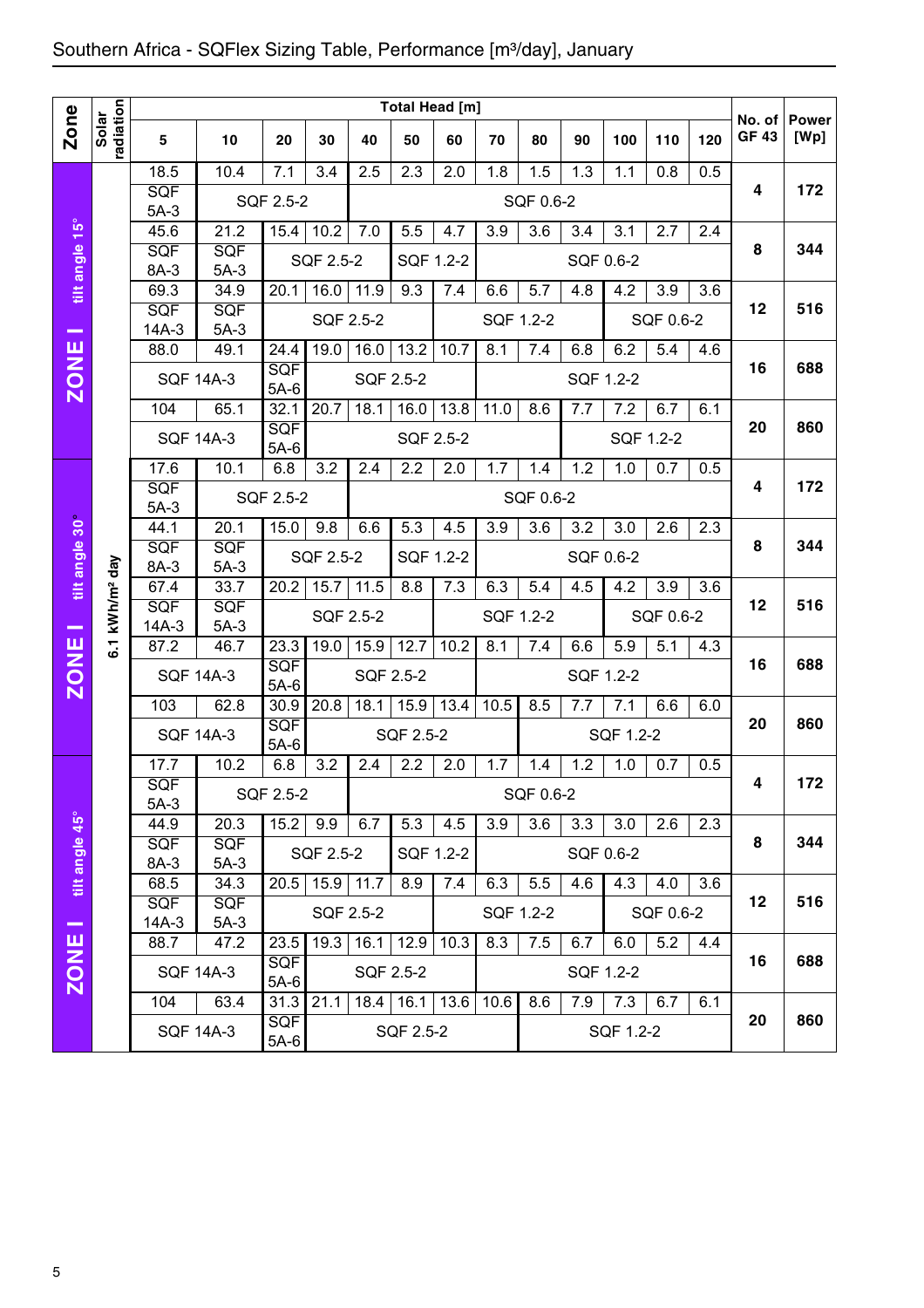# Southern Africa - SQFlex Sizing Table, Performance [m³/day], January

| Zone | Solar radiation | Total Head [m] 5 | 10 | 20 | 30 | 40 | 50 | 60 | 70 | 80 | 90 | 100 | 110 | 120 | No. of GF 43 | Power [Wp] |
|---|---|---|---|---|---|---|---|---|---|---|---|---|---|---|---|---|
| ZONE I tilt angle 15° | 6.1 kWh/m² day | 18.5 | 10.4 | 7.1 | 3.4 | 2.5 | 2.3 | 2.0 | 1.8 | 1.5 | 1.3 | 1.1 | 0.8 | 0.5 | 4 | 172 |
| | | SQF 5A-3 | SQF 2.5-2 | | | SQF 0.6-2 | | | | | | | | | | |
| | | 45.6 | 21.2 | 15.4 | 10.2 | 7.0 | 5.5 | 4.7 | 3.9 | 3.6 | 3.4 | 3.1 | 2.7 | 2.4 | 8 | 344 |
| | | SQF 8A-3 | SQF 5A-3 | SQF 2.5-2 | | | SQF 1.2-2 | | SQF 0.6-2 | | | | | | | |
| | | 69.3 | 34.9 | 20.1 | 16.0 | 11.9 | 9.3 | 7.4 | 6.6 | 5.7 | 4.8 | 4.2 | 3.9 | 3.6 | 12 | 516 |
| | | SQF 14A-3 | SQF 5A-3 | SQF 2.5-2 | | | | SQF 1.2-2 | | | | SQF 0.6-2 | | | | |
| | | 88.0 | 49.1 | 24.4 | 19.0 | 16.0 | 13.2 | 10.7 | 8.1 | 7.4 | 6.8 | 6.2 | 5.4 | 4.6 | 16 | 688 |
| | | SQF 14A-3 | | SQF 5A-6 | SQF 2.5-2 | | | | SQF 1.2-2 | | | | | | | |
| | | 104 | 65.1 | 32.1 | 20.7 | 18.1 | 16.0 | 13.8 | 11.0 | 8.6 | 7.7 | 7.2 | 6.7 | 6.1 | 20 | 860 |
| | | SQF 14A-3 | | SQF 5A-6 | SQF 2.5-2 | | | | | | SQF 1.2-2 | | | | | |
| ZONE I tilt angle 30° | | 17.6 | 10.1 | 6.8 | 3.2 | 2.4 | 2.2 | 2.0 | 1.7 | 1.4 | 1.2 | 1.0 | 0.7 | 0.5 | 4 | 172 |
| | | SQF 5A-3 | SQF 2.5-2 | | | SQF 0.6-2 | | | | | | | | | | |
| | | 44.1 | 20.1 | 15.0 | 9.8 | 6.6 | 5.3 | 4.5 | 3.9 | 3.6 | 3.2 | 3.0 | 2.6 | 2.3 | 8 | 344 |
| | | SQF 8A-3 | SQF 5A-3 | SQF 2.5-2 | | | SQF 1.2-2 | | SQF 0.6-2 | | | | | | | |
| | | 67.4 | 33.7 | 20.2 | 15.7 | 11.5 | 8.8 | 7.3 | 6.3 | 5.4 | 4.5 | 4.2 | 3.9 | 3.6 | 12 | 516 |
| | | SQF 14A-3 | SQF 5A-3 | SQF 2.5-2 | | | | SQF 1.2-2 | | | | SQF 0.6-2 | | | | |
| | | 87.2 | 46.7 | 23.3 | 19.0 | 15.9 | 12.7 | 10.2 | 8.1 | 7.4 | 6.6 | 5.9 | 5.1 | 4.3 | 16 | 688 |
| | | SQF 14A-3 | | SQF 5A-6 | SQF 2.5-2 | | | | SQF 1.2-2 | | | | | | | |
| | | 103 | 62.8 | 30.9 | 20.8 | 18.1 | 15.9 | 13.4 | 10.5 | 8.5 | 7.7 | 7.1 | 6.6 | 6.0 | 20 | 860 |
| | | SQF 14A-3 | | SQF 5A-6 | SQF 2.5-2 | | | | | SQF 1.2-2 | | | | | | |
| ZONE I tilt angle 45° | | 17.7 | 10.2 | 6.8 | 3.2 | 2.4 | 2.2 | 2.0 | 1.7 | 1.4 | 1.2 | 1.0 | 0.7 | 0.5 | 4 | 172 |
| | | SQF 5A-3 | SQF 2.5-2 | | | SQF 0.6-2 | | | | | | | | | | |
| | | 44.9 | 20.3 | 15.2 | 9.9 | 6.7 | 5.3 | 4.5 | 3.9 | 3.6 | 3.3 | 3.0 | 2.6 | 2.3 | 8 | 344 |
| | | SQF 8A-3 | SQF 5A-3 | SQF 2.5-2 | | | SQF 1.2-2 | | SQF 0.6-2 | | | | | | | |
| | | 68.5 | 34.3 | 20.5 | 15.9 | 11.7 | 8.9 | 7.4 | 6.3 | 5.5 | 4.6 | 4.3 | 4.0 | 3.6 | 12 | 516 |
| | | SQF 14A-3 | SQF 5A-3 | SQF 2.5-2 | | | | SQF 1.2-2 | | | | SQF 0.6-2 | | | | |
| | | 88.7 | 47.2 | 23.5 | 19.3 | 16.1 | 12.9 | 10.3 | 8.3 | 7.5 | 6.7 | 6.0 | 5.2 | 4.4 | 16 | 688 |
| | | SQF 14A-3 | | SQF 5A-6 | SQF 2.5-2 | | | | SQF 1.2-2 | | | | | | | |
| | | 104 | 63.4 | 31.3 | 21.1 | 18.4 | 16.1 | 13.6 | 10.6 | 8.6 | 7.9 | 7.3 | 6.7 | 6.1 | 20 | 860 |
| | | SQF 14A-3 | | SQF 5A-6 | SQF 2.5-2 | | | | | SQF 1.2-2 | | | | | | |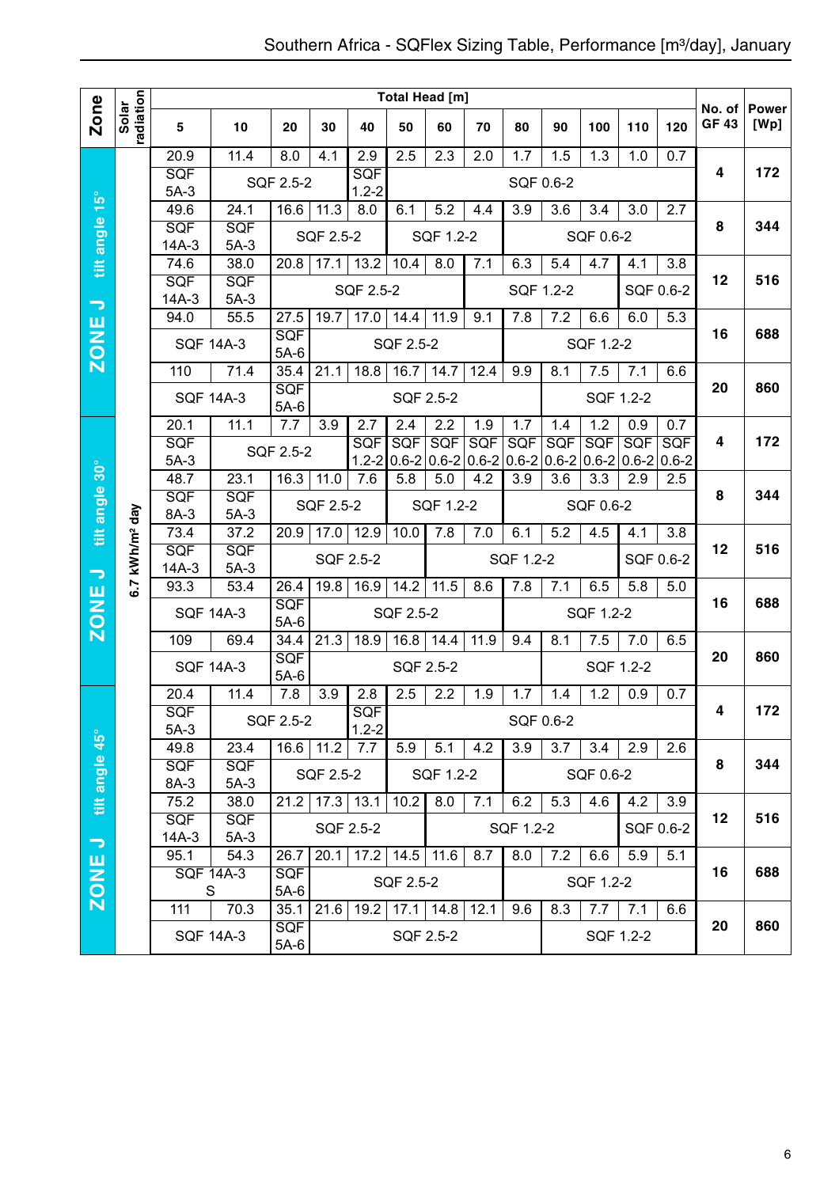# Southern Africa - SQFlex Sizing Table, Performance [m³/day], January

| Zone | Solar radiation | Total Head [m] 5 | 10 | 20 | 30 | 40 | 50 | 60 | 70 | 80 | 90 | 100 | 110 | 120 | No. of GF 43 | Power [Wp] |
|---|---|---|---|---|---|---|---|---|---|---|---|---|---|---|---|---|
| ZONE J tilt angle 15° | 6.7 kWh/m² day | 20.9 | 11.4 | 8.0 | 4.1 | 2.9 | 2.5 | 2.3 | 2.0 | 1.7 | 1.5 | 1.3 | 1.0 | 0.7 | 4 | 172 |
| | | SQF 5A-3 | SQF 2.5-2 | | | SQF 1.2-2 | SQF 0.6-2 | | | | | | | | | |
| | | 49.6 | 24.1 | 16.6 | 11.3 | 8.0 | 6.1 | 5.2 | 4.4 | 3.9 | 3.6 | 3.4 | 3.0 | 2.7 | 8 | 344 |
| | | SQF 14A-3 | SQF 5A-3 | SQF 2.5-2 | | | SQF 1.2-2 | | | SQF 0.6-2 | | | | | | |
| | | 74.6 | 38.0 | 20.8 | 17.1 | 13.2 | 10.4 | 8.0 | 7.1 | 6.3 | 5.4 | 4.7 | 4.1 | 3.8 | 12 | 516 |
| | | SQF 14A-3 | SQF 5A-3 | SQF 2.5-2 | | | | | SQF 1.2-2 | | | | SQF 0.6-2 | | | |
| | | 94.0 | 55.5 | 27.5 | 19.7 | 17.0 | 14.4 | 11.9 | 9.1 | 7.8 | 7.2 | 6.6 | 6.0 | 5.3 | 16 | 688 |
| | | SQF 14A-3 | | SQF 5A-6 | SQF 2.5-2 | | | | | SQF 1.2-2 | | | | | | |
| | | 110 | 71.4 | 35.4 | 21.1 | 18.8 | 16.7 | 14.7 | 12.4 | 9.9 | 8.1 | 7.5 | 7.1 | 6.6 | 20 | 860 |
| | | SQF 14A-3 | | SQF 5A-6 | SQF 2.5-2 | | | | | | SQF 1.2-2 | | | | | |
| ZONE J tilt angle 30° | | 20.1 | 11.1 | 7.7 | 3.9 | 2.7 | 2.4 | 2.2 | 1.9 | 1.7 | 1.4 | 1.2 | 0.9 | 0.7 | 4 | 172 |
| | | SQF 5A-3 | SQF 2.5-2 | | | SQF 1.2-2 | SQF 0.6-2 | SQF 0.6-2 | SQF 0.6-2 | SQF 0.6-2 | SQF 0.6-2 | SQF 0.6-2 | SQF 0.6-2 | SQF 0.6-2 | | |
| | | 48.7 | 23.1 | 16.3 | 11.0 | 7.6 | 5.8 | 5.0 | 4.2 | 3.9 | 3.6 | 3.3 | 2.9 | 2.5 | 8 | 344 |
| | | SQF 8A-3 | SQF 5A-3 | SQF 2.5-2 | | | SQF 1.2-2 | | | SQF 0.6-2 | | | | | | |
| | | 73.4 | 37.2 | 20.9 | 17.0 | 12.9 | 10.0 | 7.8 | 7.0 | 6.1 | 5.2 | 4.5 | 4.1 | 3.8 | 12 | 516 |
| | | SQF 14A-3 | SQF 5A-3 | SQF 2.5-2 | | | | SQF 1.2-2 | | | | | SQF 0.6-2 | | | |
| | | 93.3 | 53.4 | 26.4 | 19.8 | 16.9 | 14.2 | 11.5 | 8.6 | 7.8 | 7.1 | 6.5 | 5.8 | 5.0 | 16 | 688 |
| | | SQF 14A-3 | | SQF 5A-6 | SQF 2.5-2 | | | | | SQF 1.2-2 | | | | | | |
| | | 109 | 69.4 | 34.4 | 21.3 | 18.9 | 16.8 | 14.4 | 11.9 | 9.4 | 8.1 | 7.5 | 7.0 | 6.5 | 20 | 860 |
| | | SQF 14A-3 | | SQF 5A-6 | SQF 2.5-2 | | | | | | SQF 1.2-2 | | | | | |
| ZONE J tilt angle 45° | | 20.4 | 11.4 | 7.8 | 3.9 | 2.8 | 2.5 | 2.2 | 1.9 | 1.7 | 1.4 | 1.2 | 0.9 | 0.7 | 4 | 172 |
| | | SQF 5A-3 | SQF 2.5-2 | | | SQF 1.2-2 | SQF 0.6-2 | | | | | | | | | |
| | | 49.8 | 23.4 | 16.6 | 11.2 | 7.7 | 5.9 | 5.1 | 4.2 | 3.9 | 3.7 | 3.4 | 2.9 | 2.6 | 8 | 344 |
| | | SQF 8A-3 | SQF 5A-3 | SQF 2.5-2 | | | SQF 1.2-2 | | | SQF 0.6-2 | | | | | | |
| | | 75.2 | 38.0 | 21.2 | 17.3 | 13.1 | 10.2 | 8.0 | 7.1 | 6.2 | 5.3 | 4.6 | 4.2 | 3.9 | 12 | 516 |
| | | SQF 14A-3 | SQF 5A-3 | SQF 2.5-2 | | | | SQF 1.2-2 | | | | | SQF 0.6-2 | | | |
| | | 95.1 | 54.3 | 26.7 | 20.1 | 17.2 | 14.5 | 11.6 | 8.7 | 8.0 | 7.2 | 6.6 | 5.9 | 5.1 | 16 | 688 |
| | | SQF 14A-3 S | | SQF 5A-6 | SQF 2.5-2 | | | | | SQF 1.2-2 | | | | | | |
| | | 111 | 70.3 | 35.1 | 21.6 | 19.2 | 17.1 | 14.8 | 12.1 | 9.6 | 8.3 | 7.7 | 7.1 | 6.6 | 20 | 860 |
| | | SQF 14A-3 | | SQF 5A-6 | SQF 2.5-2 | | | | | | SQF 1.2-2 | | | | | |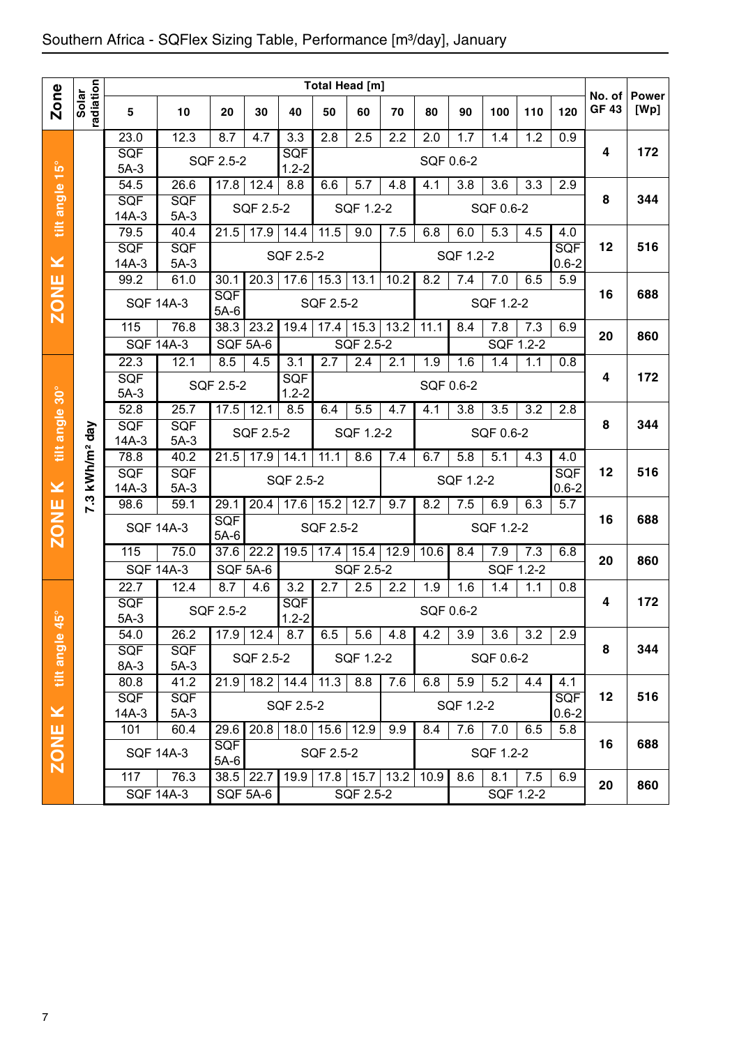# Southern Africa - SQFlex Sizing Table, Performance [m³/day], January

| Zone | Solar radiation | 5 | 10 | 20 | 30 | 40 | 50 | 60 | 70 | 80 | 90 | 100 | 110 | 120 | No. of GF 43 | Power [Wp] |
|---|---|---|---|---|---|---|---|---|---|---|---|---|---|---|---|---|
| | | **Total Head [m]** | | | | | | | | | | | | | | |
| ZONE K tilt angle 15° | 7.3 kWh/m² day | 23.0 | 12.3 | 8.7 | 4.7 | 3.3 | 2.8 | 2.5 | 2.2 | 2.0 | 1.7 | 1.4 | 1.2 | 0.9 | 4 | 172 |
| | | SQF 5A-3 | SQF 2.5-2 | | | SQF 1.2-2 | SQF 0.6-2 | | | | | | | | | |
| | | 54.5 | 26.6 | 17.8 | 12.4 | 8.8 | 6.6 | 5.7 | 4.8 | 4.1 | 3.8 | 3.6 | 3.3 | 2.9 | 8 | 344 |
| | | SQF 14A-3 | SQF 5A-3 | SQF 2.5-2 | | | SQF 1.2-2 | | | SQF 0.6-2 | | | | | | |
| | | 79.5 | 40.4 | 21.5 | 17.9 | 14.4 | 11.5 | 9.0 | 7.5 | 6.8 | 6.0 | 5.3 | 4.5 | 4.0 | 12 | 516 |
| | | SQF 14A-3 | SQF 5A-3 | SQF 2.5-2 | | | | | SQF 1.2-2 | | | | | SQF 0.6-2 | | |
| | | 99.2 | 61.0 | 30.1 | 20.3 | 17.6 | 15.3 | 13.1 | 10.2 | 8.2 | 7.4 | 7.0 | 6.5 | 5.9 | 16 | 688 |
| | | SQF 14A-3 | | SQF 5A-6 | SQF 2.5-2 | | | | | SQF 1.2-2 | | | | | | |
| | | 115 | 76.8 | 38.3 | 23.2 | 19.4 | 17.4 | 15.3 | 13.2 | 11.1 | 8.4 | 7.8 | 7.3 | 6.9 | 20 | 860 |
| | | SQF 14A-3 | | SQF 5A-6 | | SQF 2.5-2 | | | | | SQF 1.2-2 | | | | | |
| ZONE K tilt angle 30° | 7.3 kWh/m² day | 22.3 | 12.1 | 8.5 | 4.5 | 3.1 | 2.7 | 2.4 | 2.1 | 1.9 | 1.6 | 1.4 | 1.1 | 0.8 | 4 | 172 |
| | | SQF 5A-3 | SQF 2.5-2 | | | SQF 1.2-2 | SQF 0.6-2 | | | | | | | | | |
| | | 52.8 | 25.7 | 17.5 | 12.1 | 8.5 | 6.4 | 5.5 | 4.7 | 4.1 | 3.8 | 3.5 | 3.2 | 2.8 | 8 | 344 |
| | | SQF 14A-3 | SQF 5A-3 | SQF 2.5-2 | | | SQF 1.2-2 | | | SQF 0.6-2 | | | | | | |
| | | 78.8 | 40.2 | 21.5 | 17.9 | 14.1 | 11.1 | 8.6 | 7.4 | 6.7 | 5.8 | 5.1 | 4.3 | 4.0 | 12 | 516 |
| | | SQF 14A-3 | SQF 5A-3 | SQF 2.5-2 | | | | | SQF 1.2-2 | | | | | SQF 0.6-2 | | |
| | | 98.6 | 59.1 | 29.1 | 20.4 | 17.6 | 15.2 | 12.7 | 9.7 | 8.2 | 7.5 | 6.9 | 6.3 | 5.7 | 16 | 688 |
| | | SQF 14A-3 | | SQF 5A-6 | SQF 2.5-2 | | | | | SQF 1.2-2 | | | | | | |
| | | 115 | 75.0 | 37.6 | 22.2 | 19.5 | 17.4 | 15.4 | 12.9 | 10.6 | 8.4 | 7.9 | 7.3 | 6.8 | 20 | 860 |
| | | SQF 14A-3 | | SQF 5A-6 | | SQF 2.5-2 | | | | | SQF 1.2-2 | | | | | |
| ZONE K tilt angle 45° | 7.3 kWh/m² day | 22.7 | 12.4 | 8.7 | 4.6 | 3.2 | 2.7 | 2.5 | 2.2 | 1.9 | 1.6 | 1.4 | 1.1 | 0.8 | 4 | 172 |
| | | SQF 5A-3 | SQF 2.5-2 | | | SQF 1.2-2 | SQF 0.6-2 | | | | | | | | | |
| | | 54.0 | 26.2 | 17.9 | 12.4 | 8.7 | 6.5 | 5.6 | 4.8 | 4.2 | 3.9 | 3.6 | 3.2 | 2.9 | 8 | 344 |
| | | SQF 8A-3 | SQF 5A-3 | SQF 2.5-2 | | | SQF 1.2-2 | | | SQF 0.6-2 | | | | | | |
| | | 80.8 | 41.2 | 21.9 | 18.2 | 14.4 | 11.3 | 8.8 | 7.6 | 6.8 | 5.9 | 5.2 | 4.4 | 4.1 | 12 | 516 |
| | | SQF 14A-3 | SQF 5A-3 | SQF 2.5-2 | | | | | SQF 1.2-2 | | | | | SQF 0.6-2 | | |
| | | 101 | 60.4 | 29.6 | 20.8 | 18.0 | 15.6 | 12.9 | 9.9 | 8.4 | 7.6 | 7.0 | 6.5 | 5.8 | 16 | 688 |
| | | SQF 14A-3 | | SQF 5A-6 | SQF 2.5-2 | | | | | SQF 1.2-2 | | | | | | |
| | | 117 | 76.3 | 38.5 | 22.7 | 19.9 | 17.8 | 15.7 | 13.2 | 10.9 | 8.6 | 8.1 | 7.5 | 6.9 | 20 | 860 |
| | | SQF 14A-3 | | SQF 5A-6 | | SQF 2.5-2 | | | | | SQF 1.2-2 | | | | | |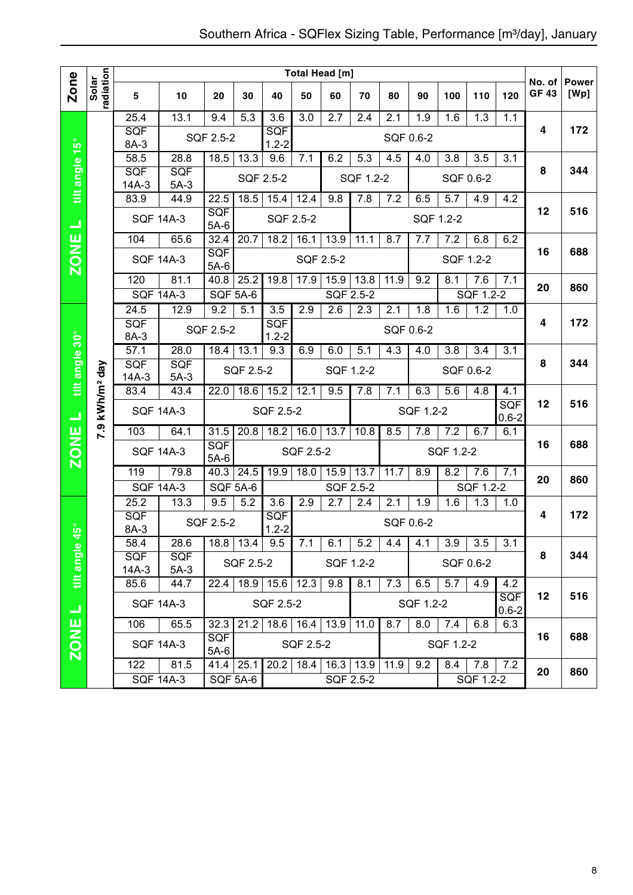# Southern Africa - SQFlex Sizing Table, Performance [m³/day], January

| Zone | Solar radiation | Total Head [m] 5 | 10 | 20 | 30 | 40 | 50 | 60 | 70 | 80 | 90 | 100 | 110 | 120 | No. of GF 43 | Power [Wp] |
|---|---|---|---|---|---|---|---|---|---|---|---|---|---|---|---|---|
| ZONE L tilt angle 15° | 7.9 kWh/m² day | 25.4 | 13.1 | 9.4 | 5.3 | 3.6 | 3.0 | 2.7 | 2.4 | 2.1 | 1.9 | 1.6 | 1.3 | 1.1 | 4 | 172 |
| | | SQF 8A-3 | SQF 2.5-2 | | | SQF 1.2-2 | SQF 0.6-2 | | | | | | | | | |
| | | 58.5 | 28.8 | 18.5 | 13.3 | 9.6 | 7.1 | 6.2 | 5.3 | 4.5 | 4.0 | 3.8 | 3.5 | 3.1 | 8 | 344 |
| | | SQF 14A-3 | SQF 5A-3 | SQF 2.5-2 | | | | SQF 1.2-2 | | | SQF 0.6-2 | | | | | |
| | | 83.9 | 44.9 | 22.5 | 18.5 | 15.4 | 12.4 | 9.8 | 7.8 | 7.2 | 6.5 | 5.7 | 4.9 | 4.2 | 12 | 516 |
| | | SQF 14A-3 | | SQF 5A-6 | SQF 2.5-2 | | | | SQF 1.2-2 | | | | | | | |
| | | 104 | 65.6 | 32.4 | 20.7 | 18.2 | 16.1 | 13.9 | 11.1 | 8.7 | 7.7 | 7.2 | 6.8 | 6.2 | 16 | 688 |
| | | SQF 14A-3 | | SQF 5A-6 | SQF 2.5-2 | | | | | | SQF 1.2-2 | | | | | |
| | | 120 | 81.1 | 40.8 | 25.2 | 19.8 | 17.9 | 15.9 | 13.8 | 11.9 | 9.2 | 8.1 | 7.6 | 7.1 | 20 | 860 |
| | | SQF 14A-3 | | SQF 5A-6 | | SQF 2.5-2 | | | | | | SQF 1.2-2 | | | | |
| ZONE L tilt angle 30° | | 24.5 | 12.9 | 9.2 | 5.1 | 3.5 | 2.9 | 2.6 | 2.3 | 2.1 | 1.8 | 1.6 | 1.2 | 1.0 | 4 | 172 |
| | | SQF 8A-3 | SQF 2.5-2 | | | SQF 1.2-2 | SQF 0.6-2 | | | | | | | | | |
| | | 57.1 | 28.0 | 18.4 | 13.1 | 9.3 | 6.9 | 6.0 | 5.1 | 4.3 | 4.0 | 3.8 | 3.4 | 3.1 | 8 | 344 |
| | | SQF 14A-3 | SQF 5A-3 | SQF 2.5-2 | | | SQF 1.2-2 | | | | SQF 0.6-2 | | | | | |
| | | 83.4 | 43.4 | 22.0 | 18.6 | 15.2 | 12.1 | 9.5 | 7.8 | 7.1 | 6.3 | 5.6 | 4.8 | 4.1 | 12 | 516 |
| | | SQF 14A-3 | | SQF 2.5-2 | | | | | SQF 1.2-2 | | | | | SQF 0.6-2 | | |
| | | 103 | 64.1 | 31.5 | 20.8 | 18.2 | 16.0 | 13.7 | 10.8 | 8.5 | 7.8 | 7.2 | 6.7 | 6.1 | 16 | 688 |
| | | SQF 14A-3 | | SQF 5A-6 | SQF 2.5-2 | | | | | SQF 1.2-2 | | | | | | |
| | | 119 | 79.8 | 40.3 | 24.5 | 19.9 | 18.0 | 15.9 | 13.7 | 11.7 | 8.9 | 8.2 | 7.6 | 7.1 | 20 | 860 |
| | | SQF 14A-3 | | SQF 5A-6 | | SQF 2.5-2 | | | | | | SQF 1.2-2 | | | | |
| ZONE L tilt angle 45° | | 25.2 | 13.3 | 9.5 | 5.2 | 3.6 | 2.9 | 2.7 | 2.4 | 2.1 | 1.9 | 1.6 | 1.3 | 1.0 | 4 | 172 |
| | | SQF 8A-3 | SQF 2.5-2 | | | SQF 1.2-2 | SQF 0.6-2 | | | | | | | | | |
| | | 58.4 | 28.6 | 18.8 | 13.4 | 9.5 | 7.1 | 6.1 | 5.2 | 4.4 | 4.1 | 3.9 | 3.5 | 3.1 | 8 | 344 |
| | | SQF 14A-3 | SQF 5A-3 | SQF 2.5-2 | | | SQF 1.2-2 | | | | SQF 0.6-2 | | | | | |
| | | 85.6 | 44.7 | 22.4 | 18.9 | 15.6 | 12.3 | 9.8 | 8.1 | 7.3 | 6.5 | 5.7 | 4.9 | 4.2 | 12 | 516 |
| | | SQF 14A-3 | | SQF 2.5-2 | | | | | SQF 1.2-2 | | | | | SQF 0.6-2 | | |
| | | 106 | 65.5 | 32.3 | 21.2 | 18.6 | 16.4 | 13.9 | 11.0 | 8.7 | 8.0 | 7.4 | 6.8 | 6.3 | 16 | 688 |
| | | SQF 14A-3 | | SQF 5A-6 | SQF 2.5-2 | | | | | SQF 1.2-2 | | | | | | |
| | | 122 | 81.5 | 41.4 | 25.1 | 20.2 | 18.4 | 16.3 | 13.9 | 11.9 | 9.2 | 8.4 | 7.8 | 7.2 | 20 | 860 |
| | | SQF 14A-3 | | SQF 5A-6 | | SQF 2.5-2 | | | | | | SQF 1.2-2 | | | | |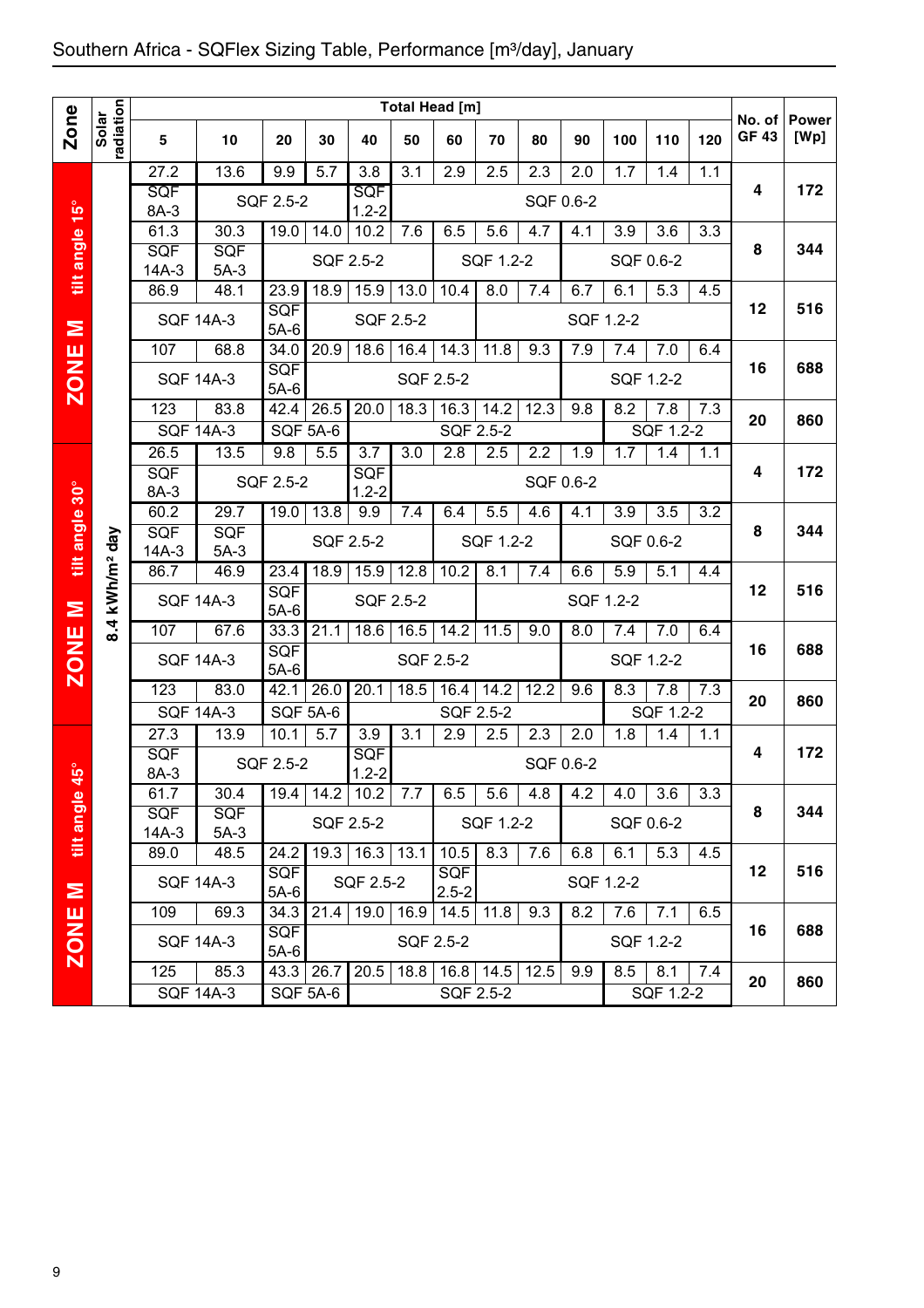# Southern Africa - SQFlex Sizing Table, Performance [m³/day], January

| Zone | Solar radiation | Total Head [m] 5 | 10 | 20 | 30 | 40 | 50 | 60 | 70 | 80 | 90 | 100 | 110 | 120 | No. of GF 43 | Power [Wp] |
|---|---|---|---|---|---|---|---|---|---|---|---|---|---|---|---|---|
| ZONE M tilt angle 15° | 8.4 kWh/m² day | 27.2 | 13.6 | 9.9 | 5.7 | 3.8 | 3.1 | 2.9 | 2.5 | 2.3 | 2.0 | 1.7 | 1.4 | 1.1 | 4 | 172 |
| | | SQF 8A-3 | SQF 2.5-2 | | | SQF 1.2-2 | SQF 0.6-2 | | | | | | | | | |
| | | 61.3 | 30.3 | 19.0 | 14.0 | 10.2 | 7.6 | 6.5 | 5.6 | 4.7 | 4.1 | 3.9 | 3.6 | 3.3 | 8 | 344 |
| | | SQF 14A-3 | SQF 5A-3 | SQF 2.5-2 | | | | SQF 1.2-2 | | | SQF 0.6-2 | | | | | |
| | | 86.9 | 48.1 | 23.9 | 18.9 | 15.9 | 13.0 | 10.4 | 8.0 | 7.4 | 6.7 | 6.1 | 5.3 | 4.5 | 12 | 516 |
| | | SQF 14A-3 | | SQF 5A-6 | SQF 2.5-2 | | | | SQF 1.2-2 | | | | | | | |
| | | 107 | 68.8 | 34.0 | 20.9 | 18.6 | 16.4 | 14.3 | 11.8 | 9.3 | 7.9 | 7.4 | 7.0 | 6.4 | 16 | 688 |
| | | SQF 14A-3 | | SQF 5A-6 | SQF 2.5-2 | | | | | | SQF 1.2-2 | | | | | |
| | | 123 | 83.8 | 42.4 | 26.5 | 20.0 | 18.3 | 16.3 | 14.2 | 12.3 | 9.8 | 8.2 | 7.8 | 7.3 | 20 | 860 |
| | | SQF 14A-3 | | SQF 5A-6 | | SQF 2.5-2 | | | | | | SQF 1.2-2 | | | | |
| ZONE M tilt angle 30° | 8.4 kWh/m² day | 26.5 | 13.5 | 9.8 | 5.5 | 3.7 | 3.0 | 2.8 | 2.5 | 2.2 | 1.9 | 1.7 | 1.4 | 1.1 | 4 | 172 |
| | | SQF 8A-3 | SQF 2.5-2 | | | SQF 1.2-2 | SQF 0.6-2 | | | | | | | | | |
| | | 60.2 | 29.7 | 19.0 | 13.8 | 9.9 | 7.4 | 6.4 | 5.5 | 4.6 | 4.1 | 3.9 | 3.5 | 3.2 | 8 | 344 |
| | | SQF 14A-3 | SQF 5A-3 | SQF 2.5-2 | | | | SQF 1.2-2 | | | SQF 0.6-2 | | | | | |
| | | 86.7 | 46.9 | 23.4 | 18.9 | 15.9 | 12.8 | 10.2 | 8.1 | 7.4 | 6.6 | 5.9 | 5.1 | 4.4 | 12 | 516 |
| | | SQF 14A-3 | | SQF 5A-6 | SQF 2.5-2 | | | | SQF 1.2-2 | | | | | | | |
| | | 107 | 67.6 | 33.3 | 21.1 | 18.6 | 16.5 | 14.2 | 11.5 | 9.0 | 8.0 | 7.4 | 7.0 | 6.4 | 16 | 688 |
| | | SQF 14A-3 | | SQF 5A-6 | SQF 2.5-2 | | | | | | SQF 1.2-2 | | | | | |
| | | 123 | 83.0 | 42.1 | 26.0 | 20.1 | 18.5 | 16.4 | 14.2 | 12.2 | 9.6 | 8.3 | 7.8 | 7.3 | 20 | 860 |
| | | SQF 14A-3 | | SQF 5A-6 | | SQF 2.5-2 | | | | | | SQF 1.2-2 | | | | |
| ZONE M tilt angle 45° | 8.4 kWh/m² day | 27.3 | 13.9 | 10.1 | 5.7 | 3.9 | 3.1 | 2.9 | 2.5 | 2.3 | 2.0 | 1.8 | 1.4 | 1.1 | 4 | 172 |
| | | SQF 8A-3 | SQF 2.5-2 | | | SQF 1.2-2 | SQF 0.6-2 | | | | | | | | | |
| | | 61.7 | 30.4 | 19.4 | 14.2 | 10.2 | 7.7 | 6.5 | 5.6 | 4.8 | 4.2 | 4.0 | 3.6 | 3.3 | 8 | 344 |
| | | SQF 14A-3 | SQF 5A-3 | SQF 2.5-2 | | | | SQF 1.2-2 | | | SQF 0.6-2 | | | | | |
| | | 89.0 | 48.5 | 24.2 | 19.3 | 16.3 | 13.1 | 10.5 | 8.3 | 7.6 | 6.8 | 6.1 | 5.3 | 4.5 | 12 | 516 |
| | | SQF 14A-3 | | SQF 5A-6 | SQF 2.5-2 | | | SQF 2.5-2 | SQF 1.2-2 | | | | | | | |
| | | 109 | 69.3 | 34.3 | 21.4 | 19.0 | 16.9 | 14.5 | 11.8 | 9.3 | 8.2 | 7.6 | 7.1 | 6.5 | 16 | 688 |
| | | SQF 14A-3 | | SQF 5A-6 | SQF 2.5-2 | | | | | | SQF 1.2-2 | | | | | |
| | | 125 | 85.3 | 43.3 | 26.7 | 20.5 | 18.8 | 16.8 | 14.5 | 12.5 | 9.9 | 8.5 | 8.1 | 7.4 | 20 | 860 |
| | | SQF 14A-3 | | SQF 5A-6 | | SQF 2.5-2 | | | | | | SQF 1.2-2 | | | | |